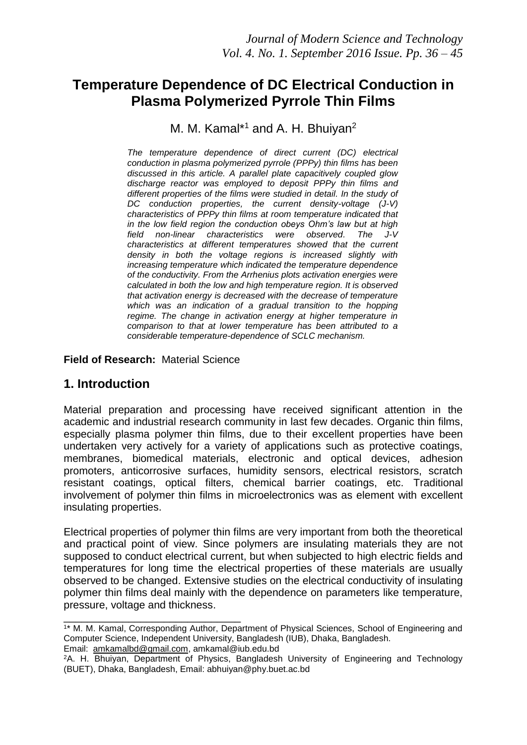# Temperature Dependence of DC Electrical Conduction in Plasma Polymerized Pyrrole Thin Films

M. M. Kamal*[1] and A. H. Bhuiyan[2]

*The temperature dependence of direct current (DC) electrical conduction in plasma polymerized pyrrole (PPPy) thin films has been discussed in this article. A parallel plate capacitively coupled glow discharge reactor was employed to deposit PPPy thin films and different properties of the films were studied in detail. In the study of DC conduction properties, the current density-voltage (J-V) characteristics of PPPy thin films at room temperature indicated that in the low field region the conduction obeys Ohm's law but at high field non-linear characteristics were observed. The J-V characteristics at different temperatures showed that the current density in both the voltage regions is increased slightly with increasing temperature which indicated the temperature dependence of the conductivity. From the Arrhenius plots activation energies were calculated in both the low and high temperature region. It is observed that activation energy is decreased with the decrease of temperature which was an indication of a gradual transition to the hopping regime. The change in activation energy at higher temperature in comparison to that at lower temperature has been attributed to a considerable temperature-dependence of SCLC mechanism.*

**Field of Research:** Material Science

## 1. Introduction

Material preparation and processing have received significant attention in the academic and industrial research community in last few decades. Organic thin films, especially plasma polymer thin films, due to their excellent properties have been undertaken very actively for a variety of applications such as protective coatings, membranes, biomedical materials, electronic and optical devices, adhesion promoters, anticorrosive surfaces, humidity sensors, electrical resistors, scratch resistant coatings, optical filters, chemical barrier coatings, etc. Traditional involvement of polymer thin films in microelectronics was as element with excellent insulating properties.

Electrical properties of polymer thin films are very important from both the theoretical and practical point of view. Since polymers are insulating materials they are not supposed to conduct electrical current, but when subjected to high electric fields and temperatures for long time the electrical properties of these materials are usually observed to be changed. Extensive studies on the electrical conductivity of insulating polymer thin films deal mainly with the dependence on parameters like temperature, pressure, voltage and thickness.

---

[1]* M. M. Kamal, Corresponding Author, Department of Physical Sciences, School of Engineering and Computer Science, Independent University, Bangladesh (IUB), Dhaka, Bangladesh. Email: amkamalbd@gmail.com, amkamal@iub.edu.bd

[2]A. H. Bhuiyan, Department of Physics, Bangladesh University of Engineering and Technology (BUET), Dhaka, Bangladesh, Email: abhuiyan@phy.buet.ac.bd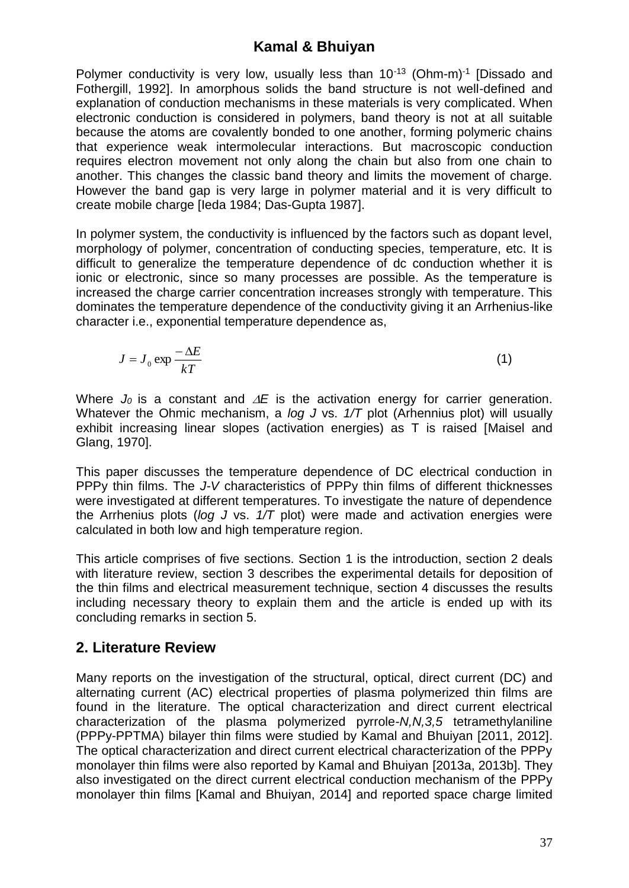Polymer conductivity is very low, usually less than $10^{-13}$ (Ohm-m)$^{-1}$ [Dissado and Fothergill, 1992]. In amorphous solids the band structure is not well-defined and explanation of conduction mechanisms in these materials is very complicated. When electronic conduction is considered in polymers, band theory is not at all suitable because the atoms are covalently bonded to one another, forming polymeric chains that experience weak intermolecular interactions. But macroscopic conduction requires electron movement not only along the chain but also from one chain to another. This changes the classic band theory and limits the movement of charge. However the band gap is very large in polymer material and it is very difficult to create mobile charge [Ieda 1984; Das-Gupta 1987].

In polymer system, the conductivity is influenced by the factors such as dopant level, morphology of polymer, concentration of conducting species, temperature, etc. It is difficult to generalize the temperature dependence of dc conduction whether it is ionic or electronic, since so many processes are possible. As the temperature is increased the charge carrier concentration increases strongly with temperature. This dominates the temperature dependence of the conductivity giving it an Arrhenius-like character i.e., exponential temperature dependence as,

$$J = J_0 \exp \frac{-\Delta E}{kT} \tag{1}$$

Where $J_0$ is a constant and $\Delta E$ is the activation energy for carrier generation. Whatever the Ohmic mechanism, a *log J* vs. *1/T* plot (Arrhennius plot) will usually exhibit increasing linear slopes (activation energies) as T is raised [Maisel and Glang, 1970].

This paper discusses the temperature dependence of DC electrical conduction in PPPy thin films. The *J-V* characteristics of PPPy thin films of different thicknesses were investigated at different temperatures. To investigate the nature of dependence the Arrhenius plots (*log J* vs. *1/T* plot) were made and activation energies were calculated in both low and high temperature region.

This article comprises of five sections. Section 1 is the introduction, section 2 deals with literature review, section 3 describes the experimental details for deposition of the thin films and electrical measurement technique, section 4 discusses the results including necessary theory to explain them and the article is ended up with its concluding remarks in section 5.

## 2. Literature Review

Many reports on the investigation of the structural, optical, direct current (DC) and alternating current (AC) electrical properties of plasma polymerized thin films are found in the literature. The optical characterization and direct current electrical characterization of the plasma polymerized pyrrole-*N,N,3,5* tetramethylaniline (PPPy-PPTMA) bilayer thin films were studied by Kamal and Bhuiyan [2011, 2012]. The optical characterization and direct current electrical characterization of the PPPy monolayer thin films were also reported by Kamal and Bhuiyan [2013a, 2013b]. They also investigated on the direct current electrical conduction mechanism of the PPPy monolayer thin films [Kamal and Bhuiyan, 2014] and reported space charge limited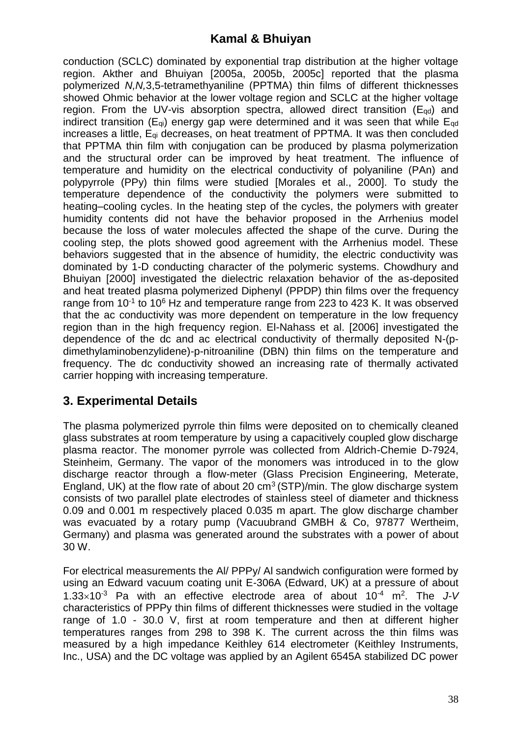conduction (SCLC) dominated by exponential trap distribution at the higher voltage region. Akther and Bhuiyan [2005a, 2005b, 2005c] reported that the plasma polymerized *N,N,*3,5-tetramethyaniline (PPTMA) thin films of different thicknesses showed Ohmic behavior at the lower voltage region and SCLC at the higher voltage region. From the UV-vis absorption spectra, allowed direct transition ($E_{qd}$) and indirect transition ($E_{qi}$) energy gap were determined and it was seen that while $E_{qd}$ increases a little, $E_{qi}$ decreases, on heat treatment of PPTMA. It was then concluded that PPTMA thin film with conjugation can be produced by plasma polymerization and the structural order can be improved by heat treatment. The influence of temperature and humidity on the electrical conductivity of polyaniline (PAn) and polypyrrole (PPy) thin films were studied [Morales et al., 2000]. To study the temperature dependence of the conductivity the polymers were submitted to heating–cooling cycles. In the heating step of the cycles, the polymers with greater humidity contents did not have the behavior proposed in the Arrhenius model because the loss of water molecules affected the shape of the curve. During the cooling step, the plots showed good agreement with the Arrhenius model. These behaviors suggested that in the absence of humidity, the electric conductivity was dominated by 1-D conducting character of the polymeric systems. Chowdhury and Bhuiyan [2000] investigated the dielectric relaxation behavior of the as-deposited and heat treated plasma polymerized Diphenyl (PPDP) thin films over the frequency range from $10^{-1}$ to $10^{6}$ Hz and temperature range from 223 to 423 K. It was observed that the ac conductivity was more dependent on temperature in the low frequency region than in the high frequency region. El-Nahass et al. [2006] investigated the dependence of the dc and ac electrical conductivity of thermally deposited N-(p-dimethylaminobenzylidene)-p-nitroaniline (DBN) thin films on the temperature and frequency. The dc conductivity showed an increasing rate of thermally activated carrier hopping with increasing temperature.

## 3. Experimental Details

The plasma polymerized pyrrole thin films were deposited on to chemically cleaned glass substrates at room temperature by using a capacitively coupled glow discharge plasma reactor. The monomer pyrrole was collected from Aldrich-Chemie D-7924, Steinheim, Germany. The vapor of the monomers was introduced in to the glow discharge reactor through a flow-meter (Glass Precision Engineering, Meterate, England, UK) at the flow rate of about 20 $cm^3$ (STP)/min. The glow discharge system consists of two parallel plate electrodes of stainless steel of diameter and thickness 0.09 and 0.001 m respectively placed 0.035 m apart. The glow discharge chamber was evacuated by a rotary pump (Vacuubrand GMBH & Co, 97877 Wertheim, Germany) and plasma was generated around the substrates with a power of about 30 W.

For electrical measurements the Al/ PPPy/ Al sandwich configuration were formed by using an Edward vacuum coating unit E-306A (Edward, UK) at a pressure of about $1.33\times10^{-3}$ Pa with an effective electrode area of about $10^{-4}$ $m^2$. The *J-V* characteristics of PPPy thin films of different thicknesses were studied in the voltage range of 1.0 - 30.0 V, first at room temperature and then at different higher temperatures ranges from 298 to 398 K. The current across the thin films was measured by a high impedance Keithley 614 electrometer (Keithley Instruments, Inc., USA) and the DC voltage was applied by an Agilent 6545A stabilized DC power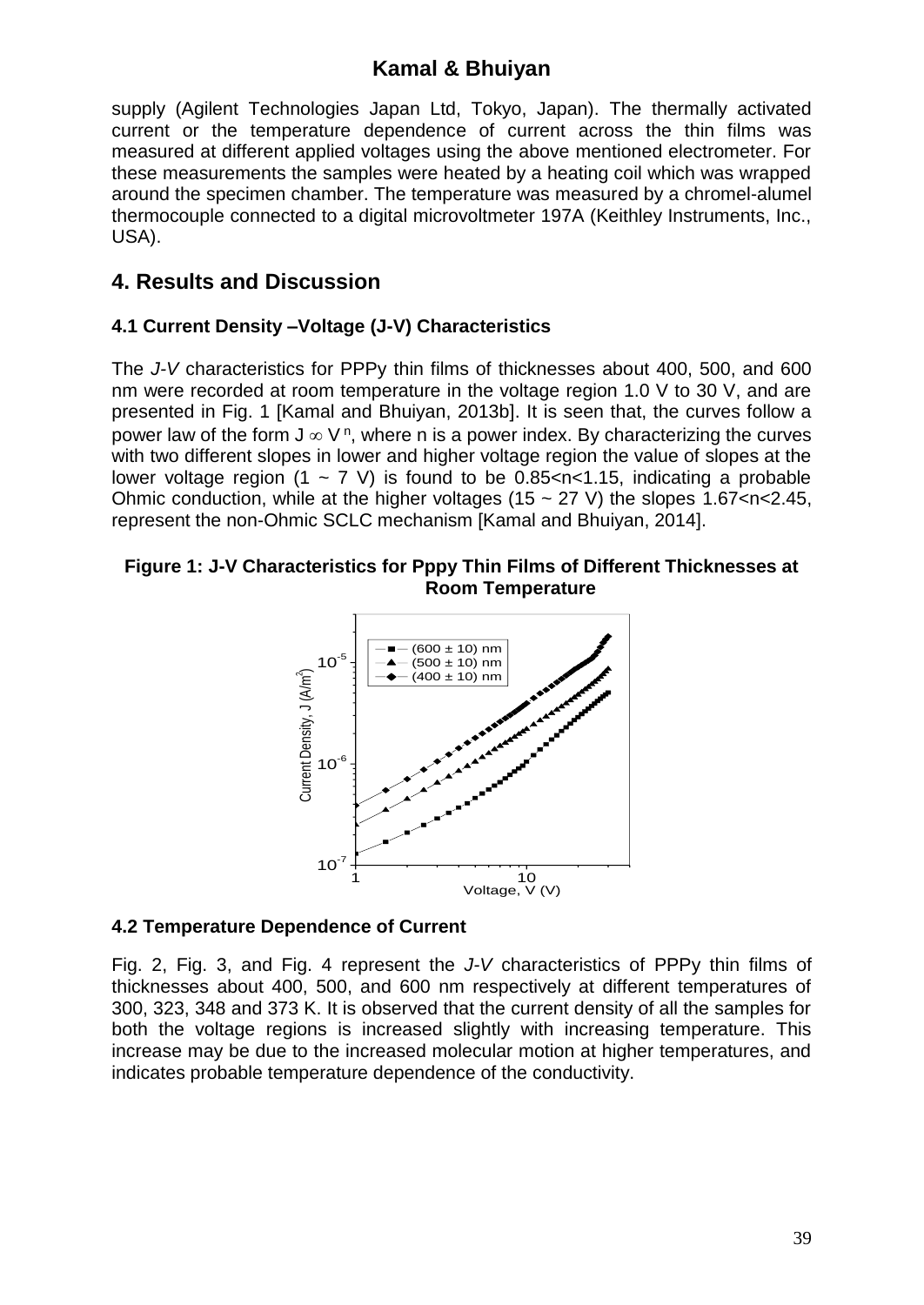supply (Agilent Technologies Japan Ltd, Tokyo, Japan). The thermally activated current or the temperature dependence of current across the thin films was measured at different applied voltages using the above mentioned electrometer. For these measurements the samples were heated by a heating coil which was wrapped around the specimen chamber. The temperature was measured by a chromel-alumel thermocouple connected to a digital microvoltmeter 197A (Keithley Instruments, Inc., USA).

## 4. Results and Discussion

### 4.1 Current Density –Voltage (J-V) Characteristics

The *J-V* characteristics for PPPy thin films of thicknesses about 400, 500, and 600 nm were recorded at room temperature in the voltage region 1.0 V to 30 V, and are presented in Fig. 1 [Kamal and Bhuiyan, 2013b]. It is seen that, the curves follow a power law of the form $J \propto V^n$, where n is a power index. By characterizing the curves with two different slopes in lower and higher voltage region the value of slopes at the lower voltage region (1 ~ 7 V) is found to be $0.85<n<1.15$, indicating a probable Ohmic conduction, while at the higher voltages (15 ~ 27 V) the slopes $1.67<n<2.45$, represent the non-Ohmic SCLC mechanism [Kamal and Bhuiyan, 2014].

**Figure 1: J-V Characteristics for Pppy Thin Films of Different Thicknesses at Room Temperature**

### 4.2 Temperature Dependence of Current

Fig. 2, Fig. 3, and Fig. 4 represent the *J-V* characteristics of PPPy thin films of thicknesses about 400, 500, and 600 nm respectively at different temperatures of 300, 323, 348 and 373 K. It is observed that the current density of all the samples for both the voltage regions is increased slightly with increasing temperature. This increase may be due to the increased molecular motion at higher temperatures, and indicates probable temperature dependence of the conductivity.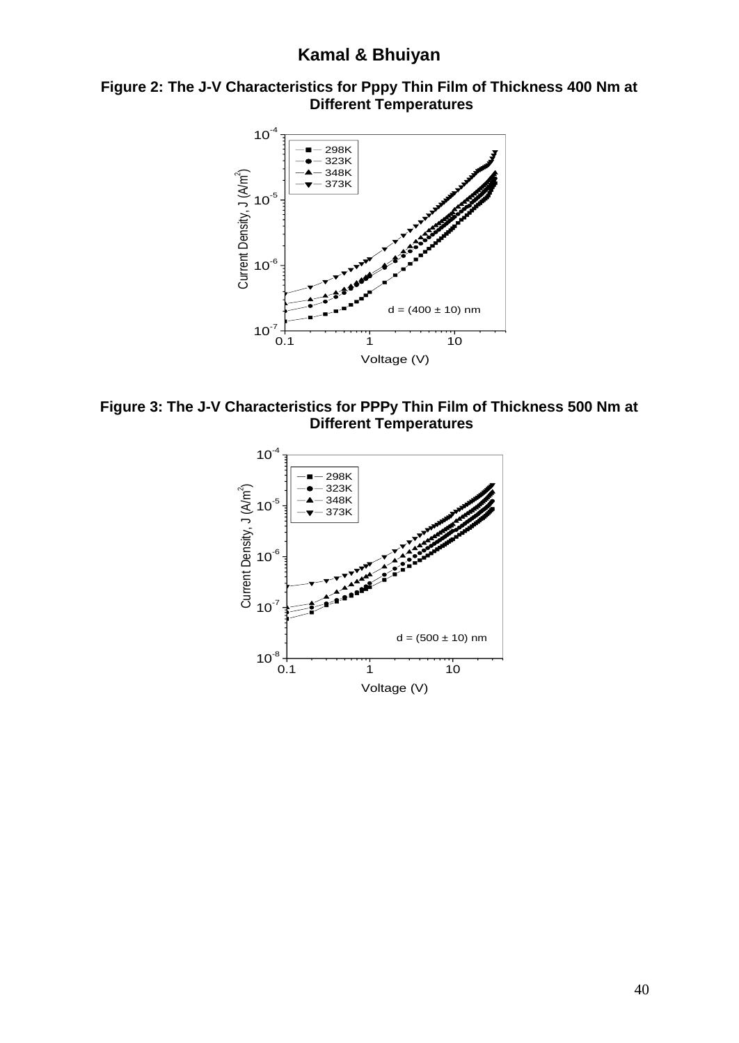**Figure 2: The J-V Characteristics for Pppy Thin Film of Thickness 400 Nm at Different Temperatures**

**Figure 3: The J-V Characteristics for PPPy Thin Film of Thickness 500 Nm at Different Temperatures**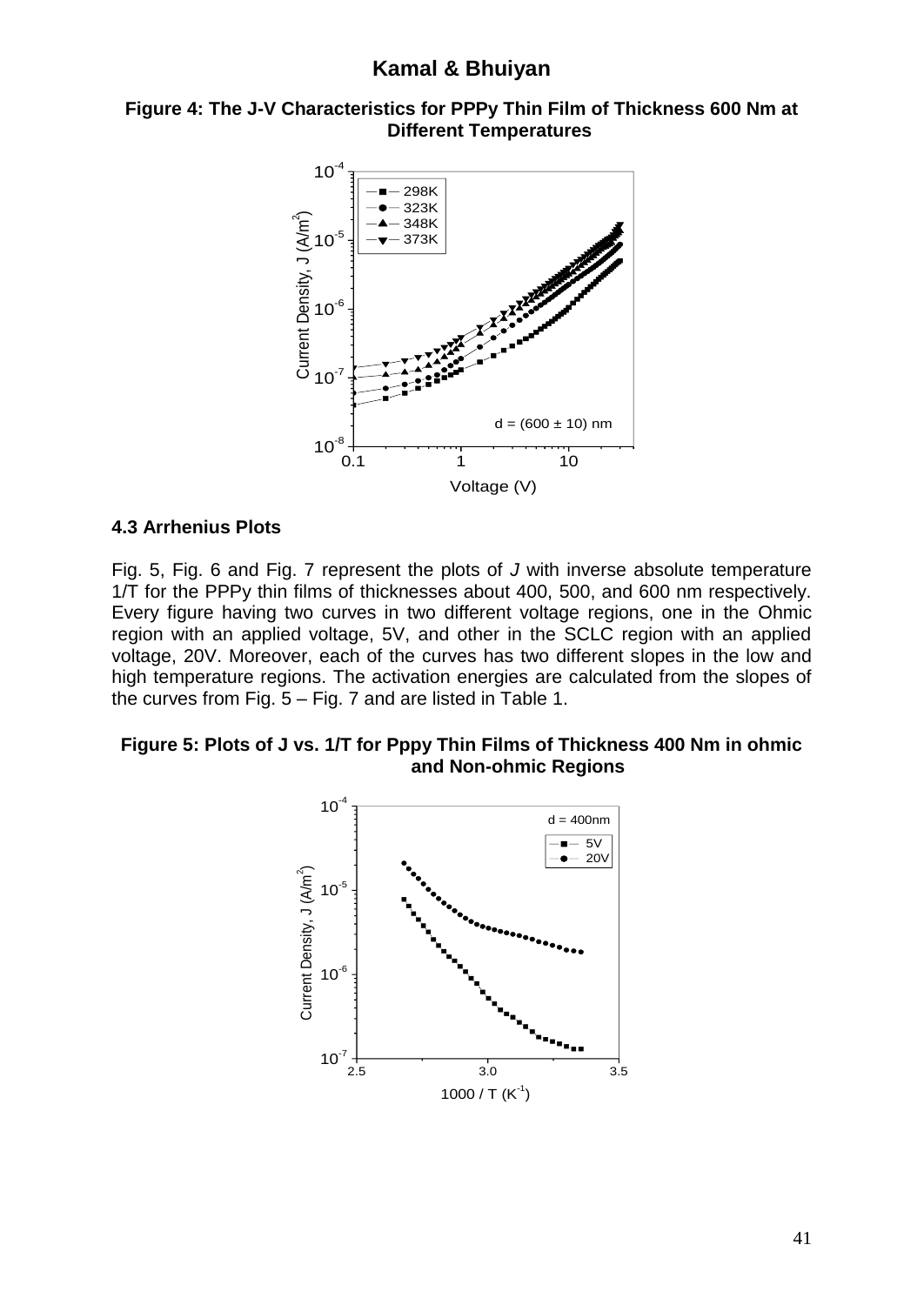**Figure 4: The J-V Characteristics for PPPy Thin Film of Thickness 600 Nm at Different Temperatures**

### 4.3 Arrhenius Plots

Fig. 5, Fig. 6 and Fig. 7 represent the plots of *J* with inverse absolute temperature 1/T for the PPPy thin films of thicknesses about 400, 500, and 600 nm respectively. Every figure having two curves in two different voltage regions, one in the Ohmic region with an applied voltage, 5V, and other in the SCLC region with an applied voltage, 20V. Moreover, each of the curves has two different slopes in the low and high temperature regions. The activation energies are calculated from the slopes of the curves from Fig. 5 – Fig. 7 and are listed in Table 1.

**Figure 5: Plots of J vs. 1/T for Pppy Thin Films of Thickness 400 Nm in ohmic and Non-ohmic Regions**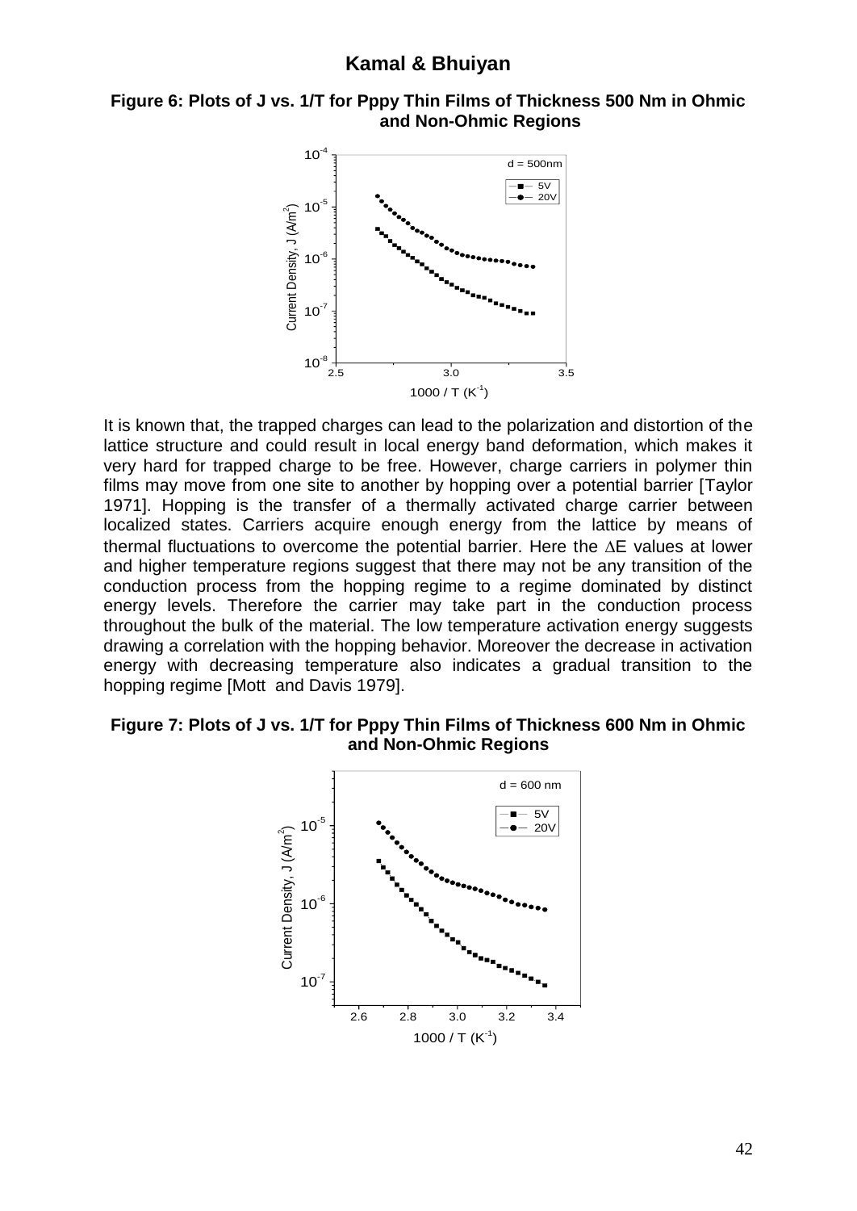**Figure 6: Plots of J vs. 1/T for Pppy Thin Films of Thickness 500 Nm in Ohmic and Non-Ohmic Regions**

It is known that, the trapped charges can lead to the polarization and distortion of the lattice structure and could result in local energy band deformation, which makes it very hard for trapped charge to be free. However, charge carriers in polymer thin films may move from one site to another by hopping over a potential barrier [Taylor 1971]. Hopping is the transfer of a thermally activated charge carrier between localized states. Carriers acquire enough energy from the lattice by means of thermal fluctuations to overcome the potential barrier. Here the $\Delta E$ values at lower and higher temperature regions suggest that there may not be any transition of the conduction process from the hopping regime to a regime dominated by distinct energy levels. Therefore the carrier may take part in the conduction process throughout the bulk of the material. The low temperature activation energy suggests drawing a correlation with the hopping behavior. Moreover the decrease in activation energy with decreasing temperature also indicates a gradual transition to the hopping regime [Mott and Davis 1979].

**Figure 7: Plots of J vs. 1/T for Pppy Thin Films of Thickness 600 Nm in Ohmic and Non-Ohmic Regions**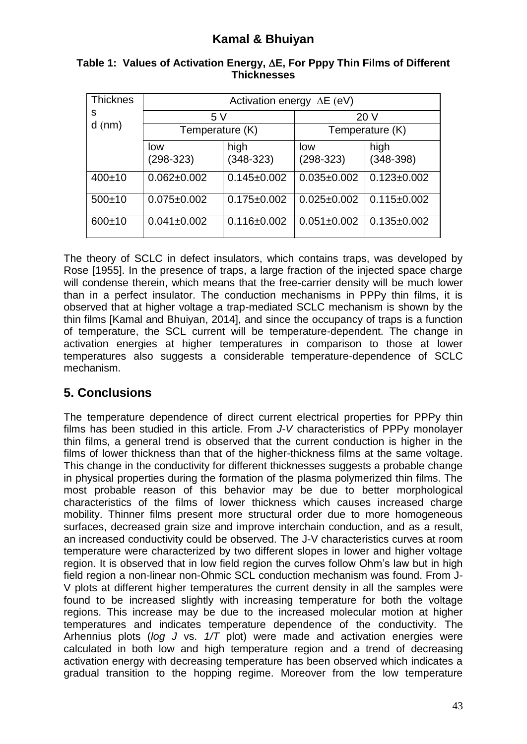**Table 1: Values of Activation Energy, ΔE, For Pppy Thin Films of Different Thicknesses**

| Thickness d (nm) | Activation energy ΔE (eV) | | | |
|---|---|---|---|---|
| | 5 V | | 20 V | |
| | Temperature (K) | | Temperature (K) | |
| | low (298-323) | high (348-323) | low (298-323) | high (348-398) |
| 400±10 | 0.062±0.002 | 0.145±0.002 | 0.035±0.002 | 0.123±0.002 |
| 500±10 | 0.075±0.002 | 0.175±0.002 | 0.025±0.002 | 0.115±0.002 |
| 600±10 | 0.041±0.002 | 0.116±0.002 | 0.051±0.002 | 0.135±0.002 |

The theory of SCLC in defect insulators, which contains traps, was developed by Rose [1955]. In the presence of traps, a large fraction of the injected space charge will condense therein, which means that the free-carrier density will be much lower than in a perfect insulator. The conduction mechanisms in PPPy thin films, it is observed that at higher voltage a trap-mediated SCLC mechanism is shown by the thin films [Kamal and Bhuiyan, 2014], and since the occupancy of traps is a function of temperature, the SCL current will be temperature-dependent. The change in activation energies at higher temperatures in comparison to those at lower temperatures also suggests a considerable temperature-dependence of SCLC mechanism.

## 5. Conclusions

The temperature dependence of direct current electrical properties for PPPy thin films has been studied in this article. From *J-V* characteristics of PPPy monolayer thin films, a general trend is observed that the current conduction is higher in the films of lower thickness than that of the higher-thickness films at the same voltage. This change in the conductivity for different thicknesses suggests a probable change in physical properties during the formation of the plasma polymerized thin films. The most probable reason of this behavior may be due to better morphological characteristics of the films of lower thickness which causes increased charge mobility. Thinner films present more structural order due to more homogeneous surfaces, decreased grain size and improve interchain conduction, and as a result, an increased conductivity could be observed. The J-V characteristics curves at room temperature were characterized by two different slopes in lower and higher voltage region. It is observed that in low field region the curves follow Ohm's law but in high field region a non-linear non-Ohmic SCL conduction mechanism was found. From J-V plots at different higher temperatures the current density in all the samples were found to be increased slightly with increasing temperature for both the voltage regions. This increase may be due to the increased molecular motion at higher temperatures and indicates temperature dependence of the conductivity. The Arrhenius plots (*log J* vs. *1/T* plot) were made and activation energies were calculated in both low and high temperature region and a trend of decreasing activation energy with decreasing temperature has been observed which indicates a gradual transition to the hopping regime. Moreover from the low temperature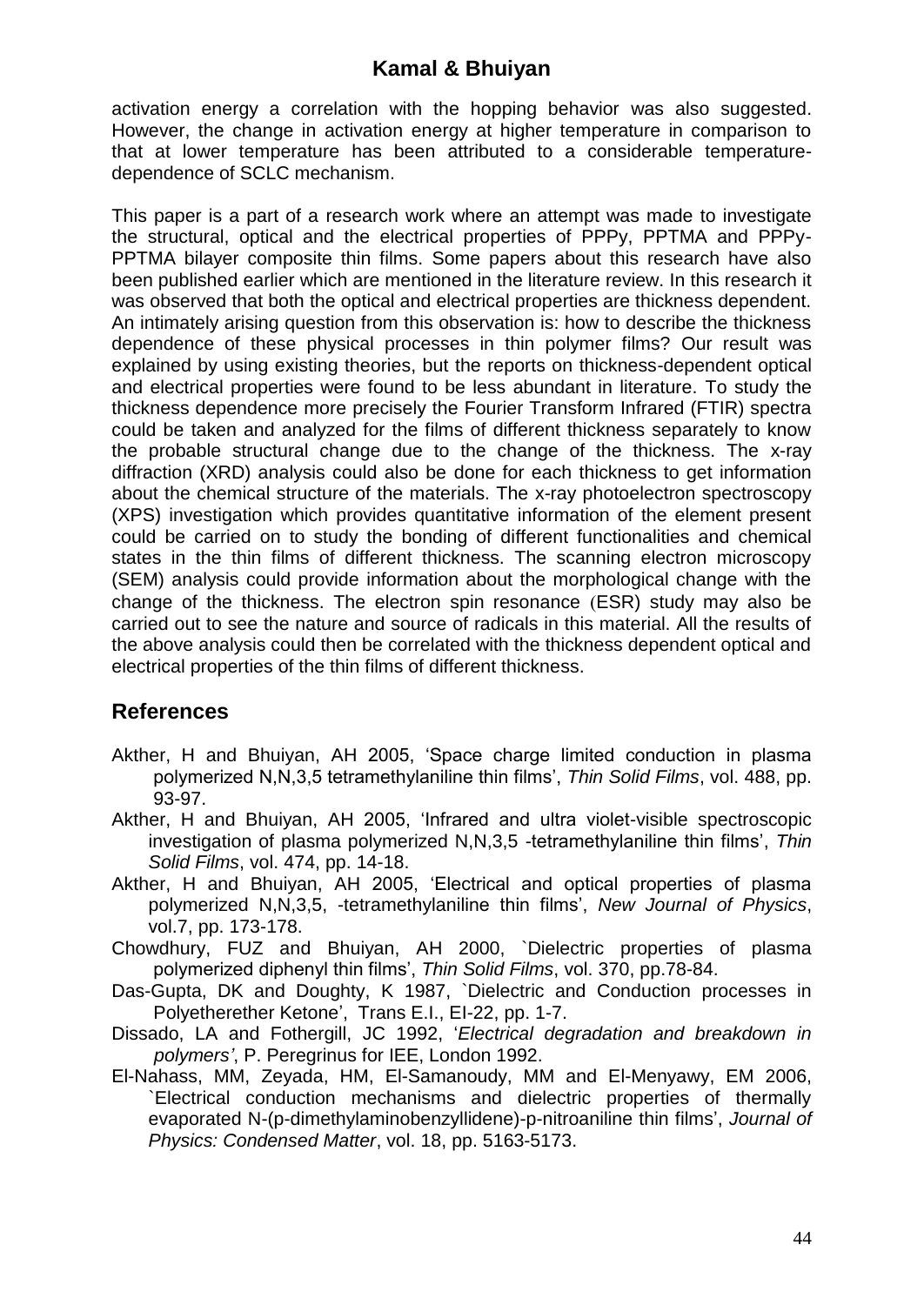activation energy a correlation with the hopping behavior was also suggested. However, the change in activation energy at higher temperature in comparison to that at lower temperature has been attributed to a considerable temperature-dependence of SCLC mechanism.

This paper is a part of a research work where an attempt was made to investigate the structural, optical and the electrical properties of PPPy, PPTMA and PPPy-PPTMA bilayer composite thin films. Some papers about this research have also been published earlier which are mentioned in the literature review. In this research it was observed that both the optical and electrical properties are thickness dependent. An intimately arising question from this observation is: how to describe the thickness dependence of these physical processes in thin polymer films? Our result was explained by using existing theories, but the reports on thickness-dependent optical and electrical properties were found to be less abundant in literature. To study the thickness dependence more precisely the Fourier Transform Infrared (FTIR) spectra could be taken and analyzed for the films of different thickness separately to know the probable structural change due to the change of the thickness. The x-ray diffraction (XRD) analysis could also be done for each thickness to get information about the chemical structure of the materials. The x-ray photoelectron spectroscopy (XPS) investigation which provides quantitative information of the element present could be carried on to study the bonding of different functionalities and chemical states in the thin films of different thickness. The scanning electron microscopy (SEM) analysis could provide information about the morphological change with the change of the thickness. The electron spin resonance (ESR) study may also be carried out to see the nature and source of radicals in this material. All the results of the above analysis could then be correlated with the thickness dependent optical and electrical properties of the thin films of different thickness.

## References

Akther, H and Bhuiyan, AH 2005, 'Space charge limited conduction in plasma polymerized N,N,3,5 tetramethylaniline thin films', *Thin Solid Films*, vol. 488, pp. 93-97.

Akther, H and Bhuiyan, AH 2005, 'Infrared and ultra violet-visible spectroscopic investigation of plasma polymerized N,N,3,5 -tetramethylaniline thin films', *Thin Solid Films*, vol. 474, pp. 14-18.

Akther, H and Bhuiyan, AH 2005, 'Electrical and optical properties of plasma polymerized N,N,3,5, -tetramethylaniline thin films', *New Journal of Physics*, vol.7, pp. 173-178.

Chowdhury, FUZ and Bhuiyan, AH 2000, `Dielectric properties of plasma polymerized diphenyl thin films', *Thin Solid Films*, vol. 370, pp.78-84.

Das-Gupta, DK and Doughty, K 1987, `Dielectric and Conduction processes in Polyetherether Ketone', Trans E.I., EI-22, pp. 1-7.

Dissado, LA and Fothergill, JC 1992, '*Electrical degradation and breakdown in polymers'*, P. Peregrinus for IEE, London 1992.

El-Nahass, MM, Zeyada, HM, El-Samanoudy, MM and El-Menyawy, EM 2006, `Electrical conduction mechanisms and dielectric properties of thermally evaporated N-(p-dimethylaminobenzyllidene)-p-nitroaniline thin films', *Journal of Physics: Condensed Matter*, vol. 18, pp. 5163-5173.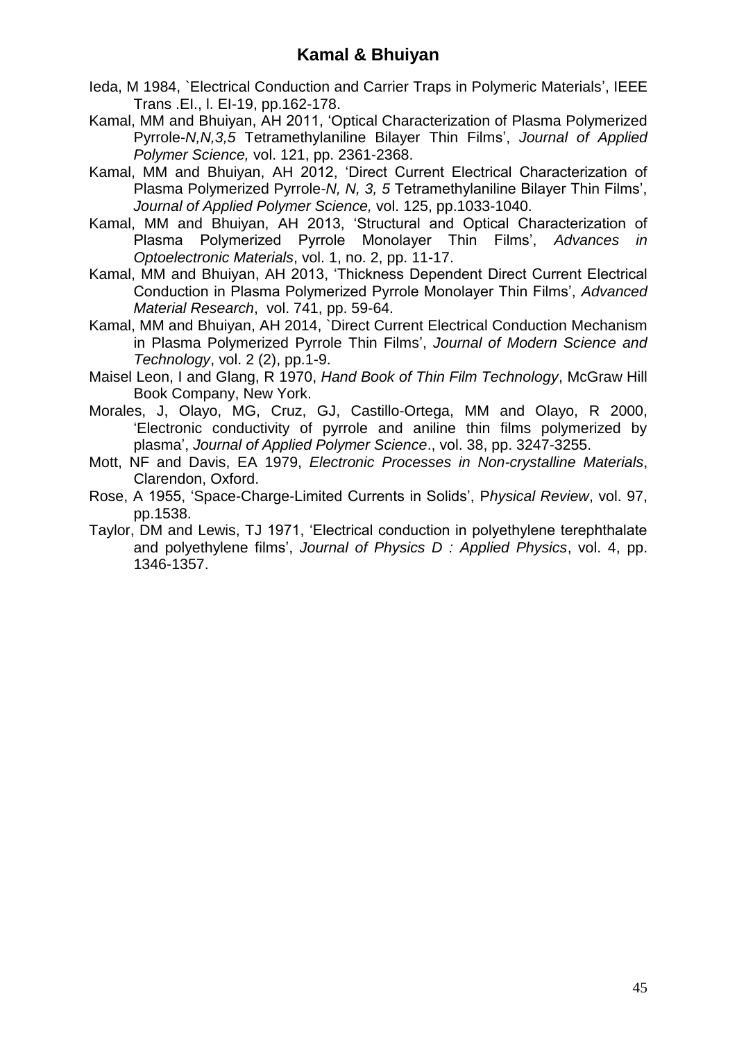Ieda, M 1984, `Electrical Conduction and Carrier Traps in Polymeric Materials', IEEE Trans .EI., l. EI-19, pp.162-178.

Kamal, MM and Bhuiyan, AH 2011, 'Optical Characterization of Plasma Polymerized Pyrrole-*N,N,3,5* Tetramethylaniline Bilayer Thin Films', *Journal of Applied Polymer Science,* vol. 121, pp. 2361-2368.

Kamal, MM and Bhuiyan, AH 2012, 'Direct Current Electrical Characterization of Plasma Polymerized Pyrrole-*N, N, 3, 5* Tetramethylaniline Bilayer Thin Films', *Journal of Applied Polymer Science,* vol. 125, pp.1033-1040.

Kamal, MM and Bhuiyan, AH 2013, 'Structural and Optical Characterization of Plasma Polymerized Pyrrole Monolayer Thin Films', *Advances in Optoelectronic Materials*, vol. 1, no. 2, pp. 11-17.

Kamal, MM and Bhuiyan, AH 2013, 'Thickness Dependent Direct Current Electrical Conduction in Plasma Polymerized Pyrrole Monolayer Thin Films', *Advanced Material Research*, vol. 741, pp. 59-64.

Kamal, MM and Bhuiyan, AH 2014, `Direct Current Electrical Conduction Mechanism in Plasma Polymerized Pyrrole Thin Films', *Journal of Modern Science and Technology*, vol. 2 (2), pp.1-9.

Maisel Leon, I and Glang, R 1970, *Hand Book of Thin Film Technology*, McGraw Hill Book Company, New York.

Morales, J, Olayo, MG, Cruz, GJ, Castillo-Ortega, MM and Olayo, R 2000, 'Electronic conductivity of pyrrole and aniline thin films polymerized by plasma', *Journal of Applied Polymer Science*., vol. 38, pp. 3247-3255.

Mott, NF and Davis, EA 1979, *Electronic Processes in Non-crystalline Materials*, Clarendon, Oxford.

Rose, A 1955, 'Space-Charge-Limited Currents in Solids', P*hysical Review*, vol. 97, pp.1538.

Taylor, DM and Lewis, TJ 1971, 'Electrical conduction in polyethylene terephthalate and polyethylene films', *Journal of Physics D : Applied Physics*, vol. 4, pp. 1346-1357.